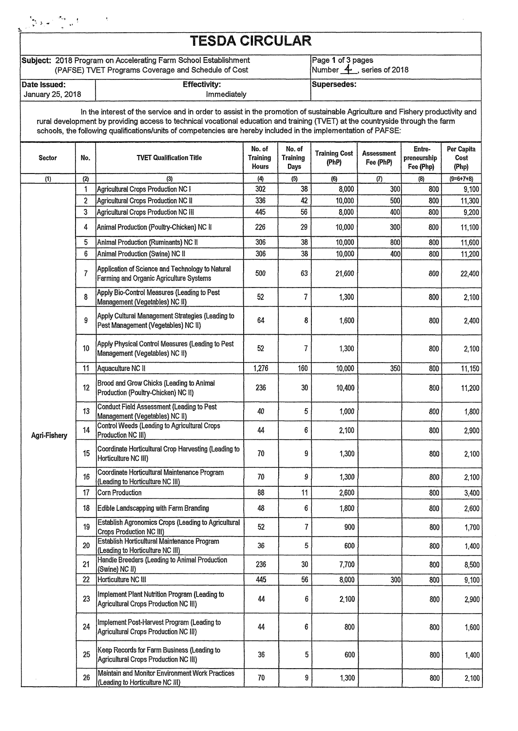# TESDA CIRCULAR

| Subject: 2018 Program on Accelerating Farm School Establishment (PAFSE) TVET Programs Coverage and Schedule of Cost | | Number 4, series of 2018 |
|---|---|---|
| **Date Issued:** January 25, 2018 | **Effectivity:** Immediately | **Supersedes:** |

In the interest of the service and in order to assist in the promotion of sustainable Agriculture and Fishery productivity and rural development by providing access to technical vocational education and training (TVET) at the countryside through the farm schools, the following qualifications/units of competencies are hereby included in the implementation of PAFSE:

| Sector | No. | TVET Qualification Title | No. of Training Hours | No. of Training Days | Training Cost (PhP) | Assessment Fee (PhP) | Entre-preneurship Fee (Php) | Per Capita Cost (Php) |
|---|---|---|---|---|---|---|---|---|
| (1) | (2) | (3) | (4) | (5) | (6) | (7) | (8) | (9=6+7+8) |
| Agri-Fishery | 1 | Agricultural Crops Production NC I | 302 | 38 | 8,000 | 300 | 800 | 9,100 |
| | 2 | Agricultural Crops Production NC II | 336 | 42 | 10,000 | 500 | 800 | 11,300 |
| | 3 | Agricultural Crops Production NC III | 445 | 56 | 8,000 | 400 | 800 | 9,200 |
| | 4 | Animal Production (Poultry-Chicken) NC II | 226 | 29 | 10,000 | 300 | 800 | 11,100 |
| | 5 | Animal Production (Ruminants) NC II | 306 | 38 | 10,000 | 800 | 800 | 11,600 |
| | 6 | Animal Production (Swine) NC II | 306 | 38 | 10,000 | 400 | 800 | 11,200 |
| | 7 | Application of Science and Technology to Natural Farming and Organic Agriculture Systems | 500 | 63 | 21,600 | | 800 | 22,400 |
| | 8 | Apply Bio-Control Measures (Leading to Pest Management (Vegetables) NC II) | 52 | 7 | 1,300 | | 800 | 2,100 |
| | 9 | Apply Cultural Management Strategies (Leading to Pest Management (Vegetables) NC II) | 64 | 8 | 1,600 | | 800 | 2,400 |
| | 10 | Apply Physical Control Measures (Leading to Pest Management (Vegetables) NC II) | 52 | 7 | 1,300 | | 800 | 2,100 |
| | 11 | Aquaculture NC II | 1,276 | 160 | 10,000 | 350 | 800 | 11,150 |
| | 12 | Brood and Grow Chicks (Leading to Animal Production (Poultry-Chicken) NC II) | 236 | 30 | 10,400 | | 800 | 11,200 |
| | 13 | Conduct Field Assessment (Leading to Pest Management (Vegetables) NC II) | 40 | 5 | 1,000 | | 800 | 1,800 |
| | 14 | Control Weeds (Leading to Agricultural Crops Production NC III) | 44 | 6 | 2,100 | | 800 | 2,900 |
| | 15 | Coordinate Horticultural Crop Harvesting (Leading to Horticulture NC III) | 70 | 9 | 1,300 | | 800 | 2,100 |
| | 16 | Coordinate Horticultural Maintenance Program (Leading to Horticulture NC III) | 70 | 9 | 1,300 | | 800 | 2,100 |
| | 17 | Corn Production | 88 | 11 | 2,600 | | 800 | 3,400 |
| | 18 | Edible Landscapping with Farm Branding | 48 | 6 | 1,800 | | 800 | 2,600 |
| | 19 | Establish Agronomics Crops (Leading to Agricultural Crops Production NC III) | 52 | 7 | 900 | | 800 | 1,700 |
| | 20 | Establish Horticultural Maintenance Program (Leading to Horticulture NC III) | 36 | 5 | 600 | | 800 | 1,400 |
| | 21 | Handle Breeders (Leading to Animal Production (Swine) NC II) | 236 | 30 | 7,700 | | 800 | 8,500 |
| | 22 | Horticulture NC III | 445 | 56 | 8,000 | 300 | 800 | 9,100 |
| | 23 | Implement Plant Nutrition Program (Leading to Agricultural Crops Production NC III) | 44 | 6 | 2,100 | | 800 | 2,900 |
| | 24 | Implement Post-Harvest Program (Leading to Agricultural Crops Production NC III) | 44 | 6 | 800 | | 800 | 1,600 |
| | 25 | Keep Records for Farm Business (Leading to Agricultural Crops Production NC III) | 36 | 5 | 600 | | 800 | 1,400 |
| | 26 | Maintain and Monitor Environment Work Practices (Leading to Horticulture NC III) | 70 | 9 | 1,300 | | 800 | 2,100 |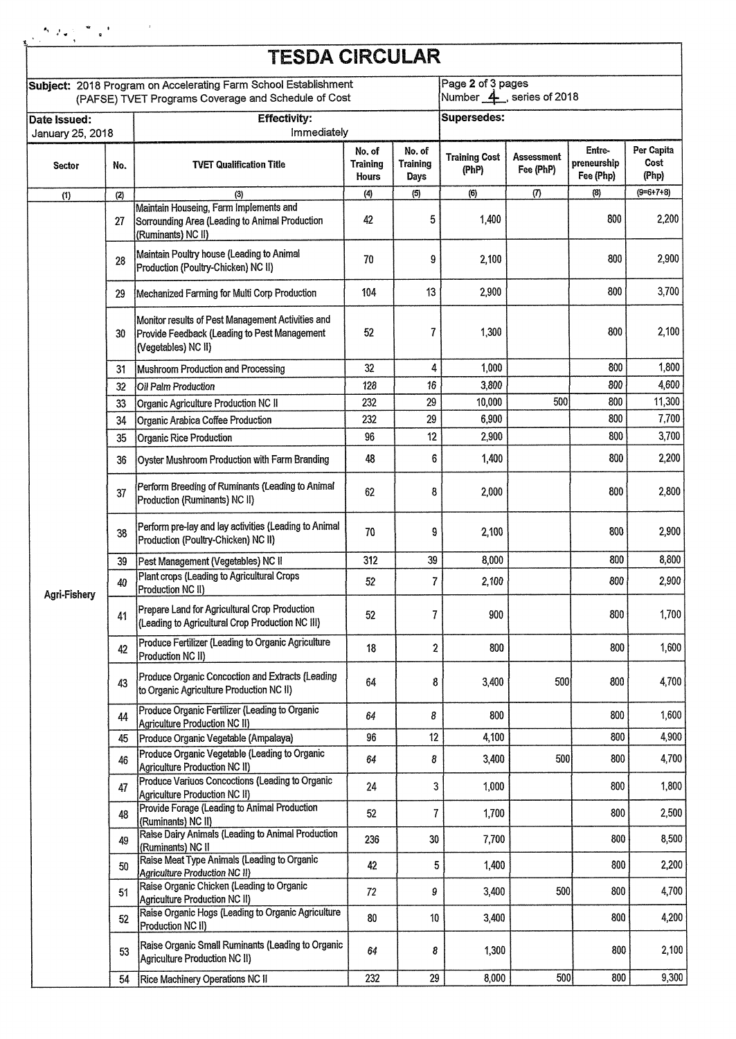# TESDA CIRCULAR

| Subject: 2018 Program on Accelerating Farm School Establishment (PAFSE) TVET Programs Coverage and Schedule of Cost | Page 2 of 3 pages Number 4, series of 2018 |
|---|---|
| **Date Issued:** January 25, 2018 | **Effectivity:** Immediately | **Supersedes:** |

| Sector | No. | TVET Qualification Title | No. of Training Hours | No. of Training Days | Training Cost (PhP) | Assessment Fee (PhP) | Entre-preneurship Fee (Php) | Per Capita Cost (Php) |
|---|---|---|---|---|---|---|---|---|
| (1) | (2) | (3) | (4) | (5) | (6) | (7) | (8) | (9=6+7+8) |
| Agri-Fishery | 27 | Maintain Houseing, Farm Implements and Sorrounding Area (Leading to Animal Production (Ruminants) NC II) | 42 | 5 | 1,400 | | 800 | 2,200 |
| | 28 | Maintain Poultry house (Leading to Animal Production (Poultry-Chicken) NC II) | 70 | 9 | 2,100 | | 800 | 2,900 |
| | 29 | Mechanized Farming for Multi Corp Production | 104 | 13 | 2,900 | | 800 | 3,700 |
| | 30 | Monitor results of Pest Management Activities and Provide Feedback (Leading to Pest Management (Vegetables) NC II) | 52 | 7 | 1,300 | | 800 | 2,100 |
| | 31 | Mushroom Production and Processing | 32 | 4 | 1,000 | | 800 | 1,800 |
| | 32 | *Oil Palm Production* | 128 | 16 | 3,800 | | 800 | 4,600 |
| | 33 | Organic Agriculture Production NC II | 232 | 29 | 10,000 | 500 | 800 | 11,300 |
| | 34 | Organic Arabica Coffee Production | 232 | 29 | 6,900 | | 800 | 7,700 |
| | 35 | Organic Rice Production | 96 | 12 | 2,900 | | 800 | 3,700 |
| | 36 | Oyster Mushroom Production with Farm Branding | 48 | 6 | 1,400 | | 800 | 2,200 |
| | 37 | Perform Breeding of Ruminants (Leading to Animal Production (Ruminants) NC II) | 62 | 8 | 2,000 | | 800 | 2,800 |
| | 38 | Perform pre-lay and lay activities (Leading to Animal Production (Poultry-Chicken) NC II) | 70 | 9 | 2,100 | | 800 | 2,900 |
| | 39 | Pest Management (Vegetables) NC II | 312 | 39 | 8,000 | | 800 | 8,800 |
| | 40 | Plant crops (Leading to Agricultural Crops Production NC II) | 52 | 7 | 2,100 | | 800 | 2,900 |
| | 41 | Prepare Land for Agricultural Crop Production (Leading to Agricultural Crop Production NC III) | 52 | 7 | 900 | | 800 | 1,700 |
| | 42 | Produce Fertilizer (Leading to Organic Agriculture Production NC II) | 18 | 2 | 800 | | 800 | 1,600 |
| | 43 | Produce Organic Concoction and Extracts (Leading to Organic Agriculture Production NC II) | 64 | 8 | 3,400 | 500 | 800 | 4,700 |
| | 44 | Produce Organic Fertilizer (Leading to Organic Agriculture Production NC II) | 64 | 8 | 800 | | 800 | 1,600 |
| | 45 | Produce Organic Vegetable (Ampalaya) | 96 | 12 | 4,100 | | 800 | 4,900 |
| | 46 | Produce Organic Vegetable (Leading to Organic Agriculture Production NC II) | 64 | 8 | 3,400 | 500 | 800 | 4,700 |
| | 47 | Produce Variuos Concoctions (Leading to Organic Agriculture Production NC II) | 24 | 3 | 1,000 | | 800 | 1,800 |
| | 48 | Provide Forage (Leading to Animal Production (Ruminants) NC II) | 52 | 7 | 1,700 | | 800 | 2,500 |
| | 49 | Raise Dairy Animals (Leading to Animal Production (Ruminants) NC II | 236 | 30 | 7,700 | | 800 | 8,500 |
| | 50 | Raise Meat Type Animals (Leading to Organic Agriculture Production NC II) | 42 | 5 | 1,400 | | 800 | 2,200 |
| | 51 | Raise Organic Chicken (Leading to Organic Agriculture Production NC II) | 72 | 9 | 3,400 | 500 | 800 | 4,700 |
| | 52 | Raise Organic Hogs (Leading to Organic Agriculture Production NC II) | 80 | 10 | 3,400 | | 800 | 4,200 |
| | 53 | Raise Organic Small Ruminants (Leading to Organic Agriculture Production NC II) | 64 | 8 | 1,300 | | 800 | 2,100 |
| | 54 | Rice Machinery Operations NC II | 232 | 29 | 8,000 | 500 | 800 | 9,300 |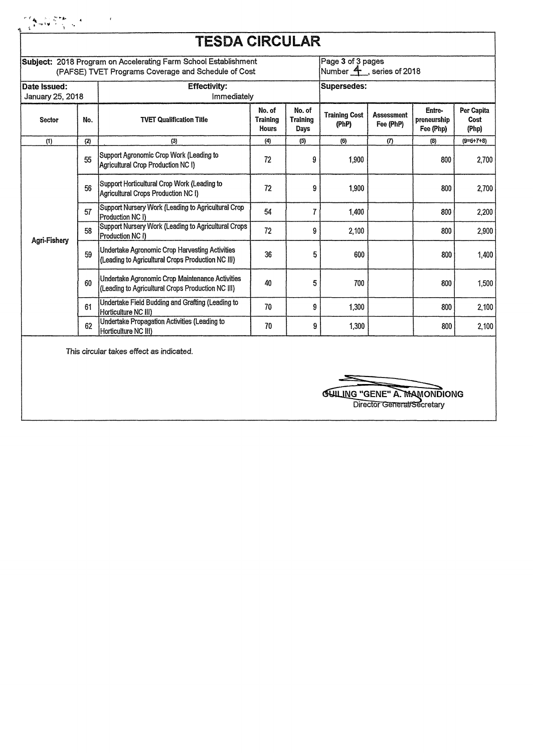# TESDA CIRCULAR

**Subject:** 2018 Program on Accelerating Farm School Establishment (PAFSE) TVET Programs Coverage and Schedule of Cost

Page 3 of 3 pages
Number 4, series of 2018

**Date Issued:** January 25, 2018

**Effectivity:** Immediately

**Supersedes:**

| Sector | No. | TVET Qualification Title | No. of Training Hours | No. of Training Days | Training Cost (PhP) | Assessment Fee (PhP) | Entre-preneurship Fee (Php) | Per Capita Cost (Php) |
|---|---|---|---|---|---|---|---|---|
| (1) | (2) | (3) | (4) | (5) | (6) | (7) | (8) | (9=6+7+8) |
| Agri-Fishery | 55 | Support Agronomic Crop Work (Leading to Agricultural Crop Production NC I) | 72 | 9 | 1,900 | | 800 | 2,700 |
| | 56 | Support Horticultural Crop Work (Leading to Agricultural Crops Production NC I) | 72 | 9 | 1,900 | | 800 | 2,700 |
| | 57 | Support Nursery Work (Leading to Agricultural Crop Production NC I) | 54 | 7 | 1,400 | | 800 | 2,200 |
| | 58 | Support Nursery Work (Leading to Agricultural Crops Production NC I) | 72 | 9 | 2,100 | | 800 | 2,900 |
| | 59 | Undertake Agronomic Crop Harvesting Activities (Leading to Agricultural Crops Production NC III) | 36 | 5 | 600 | | 800 | 1,400 |
| | 60 | Undertake Agronomic Crop Maintenance Activities (Leading to Agricultural Crops Production NC III) | 40 | 5 | 700 | | 800 | 1,500 |
| | 61 | Undertake Field Budding and Grafting (Leading to Horticulture NC III) | 70 | 9 | 1,300 | | 800 | 2,100 |
| | 62 | Undertake Propagation Activities (Leading to Horticulture NC III) | 70 | 9 | 1,300 | | 800 | 2,100 |

This circular takes effect as indicated.

GUILING "GENE" A. MAMONDIONG
Director General/Secretary